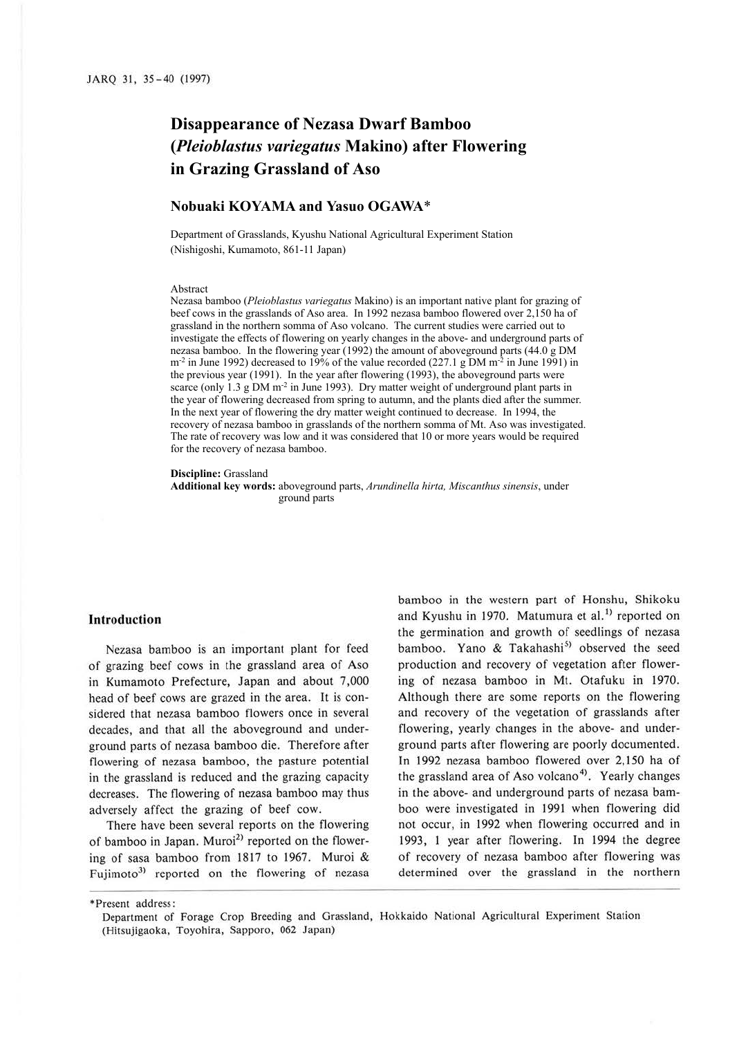# Disappearance of Nezasa Dwarf Bamboo (*Pleioblastus variegatus* Makino) after Flowering in Grazing Grassland of Aso

**Nobuaki KOYAMA and Yasuo OGAWA***

Department of Grasslands, Kyushu National Agricultural Experiment Station (Nishigoshi, Kumamoto, 861-11 Japan)

Abstract

Nezasa bamboo (*Pleioblastus variegatus* Makino) is an important native plant for grazing of beef cows in the grasslands of Aso area. In 1992 nezasa bamboo flowered over 2,150 ha of grassland in the northern somma of Aso volcano. The current studies were carried out to investigate the effects of flowering on yearly changes in the above- and underground parts of nezasa bamboo. In the flowering year (1992) the amount of aboveground parts (44.0 g DM $m^{-2}$ in June 1992) decreased to 19% of the value recorded (227.1 g DM $m^{-2}$ in June 1991) in the previous year (1991). In the year after flowering (1993), the aboveground parts were scarce (only 1.3 g DM $m^{-2}$ in June 1993). Dry matter weight of underground plant parts in the year of flowering decreased from spring to autumn, and the plants died after the summer. In the next year of flowering the dry matter weight continued to decrease. In 1994, the recovery of nezasa bamboo in grasslands of the northern somma of Mt. Aso was investigated. The rate of recovery was low and it was considered that 10 or more years would be required for the recovery of nezasa bamboo.

**Discipline:** Grassland
**Additional key words:** aboveground parts, *Arundinella hirta, Miscanthus sinensis*, under ground parts

## Introduction

Nezasa bamboo is an important plant for feed of grazing beef cows in the grassland area of Aso in Kumamoto Prefecture, Japan and about 7,000 head of beef cows are grazed in the area. It is considered that nezasa bamboo flowers once in several decades, and that all the aboveground and underground parts of nezasa bamboo die. Therefore after flowering of nezasa bamboo, the pasture potential in the grassland is reduced and the grazing capacity decreases. The flowering of nezasa bamboo may thus adversely affect the grazing of beef cow.

There have been several reports on the flowering of bamboo in Japan. Muroi[2] reported on the flowering of sasa bamboo from 1817 to 1967. Muroi & Fujimoto[3] reported on the flowering of nezasa bamboo in the western part of Honshu, Shikoku and Kyushu in 1970. Matumura et al.[1] reported on the germination and growth of seedlings of nezasa bamboo. Yano & Takahashi[5] observed the seed production and recovery of vegetation after flowering of nezasa bamboo in Mt. Otafuku in 1970. Although there are some reports on the flowering and recovery of the vegetation of grasslands after flowering, yearly changes in the above- and underground parts after flowering are poorly documented. In 1992 nezasa bamboo flowered over 2,150 ha of the grassland area of Aso volcano[4]. Yearly changes in the above- and underground parts of nezasa bamboo were investigated in 1991 when flowering did not occur, in 1992 when flowering occurred and in 1993, 1 year after flowering. In 1994 the degree of recovery of nezasa bamboo after flowering was determined over the grassland in the northern

---

*Present address:
Department of Forage Crop Breeding and Grassland, Hokkaido National Agricultural Experiment Station (Hitsujigaoka, Toyohira, Sapporo, 062 Japan)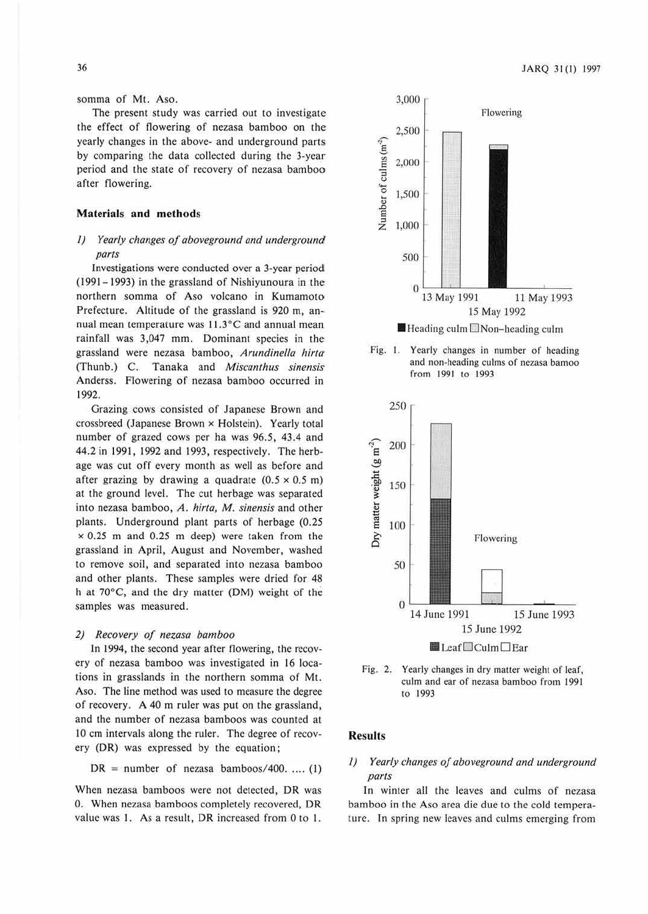somma of Mt. Aso.

The present study was carried out to investigate the effect of flowering of nezasa bamboo on the yearly changes in the above- and underground parts by comparing the data collected during the 3-year period and the state of recovery of nezasa bamboo after flowering.

## Materials and methods

### *1) Yearly changes of aboveground and underground parts*

Investigations were conducted over a 3-year period (1991–1993) in the grassland of Nishiyunoura in the northern somma of Aso volcano in Kumamoto Prefecture. Altitude of the grassland is 920 m, annual mean temperature was 11.3°C and annual mean rainfall was 3,047 mm. Dominant species in the grassland were nezasa bamboo, *Arundinella hirta* (Thunb.) C. Tanaka and *Miscanthus sinensis* Anderss. Flowering of nezasa bamboo occurred in 1992.

Grazing cows consisted of Japanese Brown and crossbreed (Japanese Brown × Holstein). Yearly total number of grazed cows per ha was 96.5, 43.4 and 44.2 in 1991, 1992 and 1993, respectively. The herbage was cut off every month as well as before and after grazing by drawing a quadrate (0.5 × 0.5 m) at the ground level. The cut herbage was separated into nezasa bamboo, *A. hirta*, *M. sinensis* and other plants. Underground plant parts of herbage (0.25 × 0.25 m and 0.25 m deep) were taken from the grassland in April, August and November, washed to remove soil, and separated into nezasa bamboo and other plants. These samples were dried for 48 h at 70°C, and the dry matter (DM) weight of the samples was measured.

### *2) Recovery of nezasa bamboo*

In 1994, the second year after flowering, the recovery of nezasa bamboo was investigated in 16 locations in grasslands in the northern somma of Mt. Aso. The line method was used to measure the degree of recovery. A 40 m ruler was put on the grassland, and the number of nezasa bamboos was counted at 10 cm intervals along the ruler. The degree of recovery (DR) was expressed by the equation;

$$DR = \text{number of nezasa bamboos}/400. \quad \ldots. (1)$$

When nezasa bamboos were not detected, DR was 0. When nezasa bamboos completely recovered, DR value was 1. As a result, DR increased from 0 to 1.

Fig. 1. Yearly changes in number of heading and non-heading culms of nezasa bamoo from 1991 to 1993

Fig. 2. Yearly changes in dry matter weight of leaf, culm and ear of nezasa bamboo from 1991 to 1993

## Results

### *1) Yearly changes of aboveground and underground parts*

In winter all the leaves and culms of nezasa bamboo in the Aso area die due to the cold temperature. In spring new leaves and culms emerging from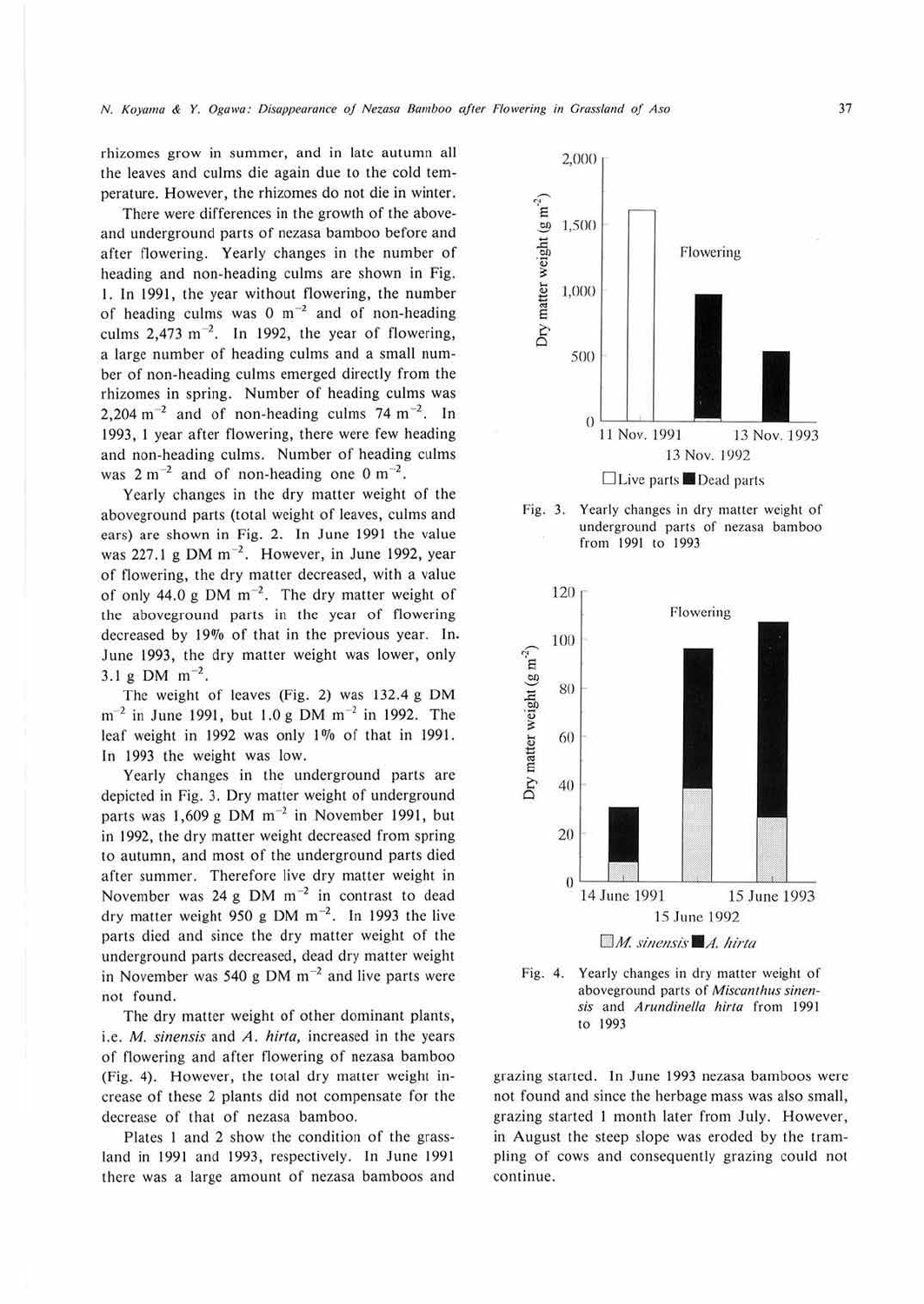rhizomes grow in summer, and in late autumn all the leaves and culms die again due to the cold temperature. However, the rhizomes do not die in winter.

There were differences in the growth of the above- and underground parts of nezasa bamboo before and after flowering. Yearly changes in the number of heading and non-heading culms are shown in Fig. 1. In 1991, the year without flowering, the number of heading culms was 0 $m^{-2}$ and of non-heading culms 2,473 $m^{-2}$. In 1992, the year of flowering, a large number of heading culms and a small number of non-heading culms emerged directly from the rhizomes in spring. Number of heading culms was 2,204 $m^{-2}$ and of non-heading culms 74 $m^{-2}$. In 1993, 1 year after flowering, there were few heading and non-heading culms. Number of heading culms was 2 $m^{-2}$ and of non-heading one 0 $m^{-2}$.

Yearly changes in the dry matter weight of the aboveground parts (total weight of leaves, culms and ears) are shown in Fig. 2. In June 1991 the value was 227.1 g DM $m^{-2}$. However, in June 1992, year of flowering, the dry matter decreased, with a value of only 44.0 g DM $m^{-2}$. The dry matter weight of the aboveground parts in the year of flowering decreased by 19% of that in the previous year. In June 1993, the dry matter weight was lower, only 3.1 g DM $m^{-2}$.

The weight of leaves (Fig. 2) was 132.4 g DM $m^{-2}$ in June 1991, but 1.0 g DM $m^{-2}$ in 1992. The leaf weight in 1992 was only 1% of that in 1991. In 1993 the weight was low.

Yearly changes in the underground parts are depicted in Fig. 3. Dry matter weight of underground parts was 1,609 g DM $m^{-2}$ in November 1991, but in 1992, the dry matter weight decreased from spring to autumn, and most of the underground parts died after summer. Therefore live dry matter weight in November was 24 g DM $m^{-2}$ in contrast to dead dry matter weight 950 g DM $m^{-2}$. In 1993 the live parts died and since the dry matter weight of the underground parts decreased, dead dry matter weight in November was 540 g DM $m^{-2}$ and live parts were not found.

The dry matter weight of other dominant plants, i.e. *M. sinensis* and *A. hirta,* increased in the years of flowering and after flowering of nezasa bamboo (Fig. 4). However, the total dry matter weight increase of these 2 plants did not compensate for the decrease of that of nezasa bamboo.

Plates 1 and 2 show the condition of the grassland in 1991 and 1993, respectively. In June 1991 there was a large amount of nezasa bamboos and grazing started. In June 1993 nezasa bamboos were not found and since the herbage mass was also small, grazing started 1 month later from July. However, in August the steep slope was eroded by the trampling of cows and consequently grazing could not continue.

Fig. 3. Yearly changes in dry matter weight of underground parts of nezasa bamboo from 1991 to 1993

Fig. 4. Yearly changes in dry matter weight of aboveground parts of *Miscanthus sinensis* and *Arundinella hirta* from 1991 to 1993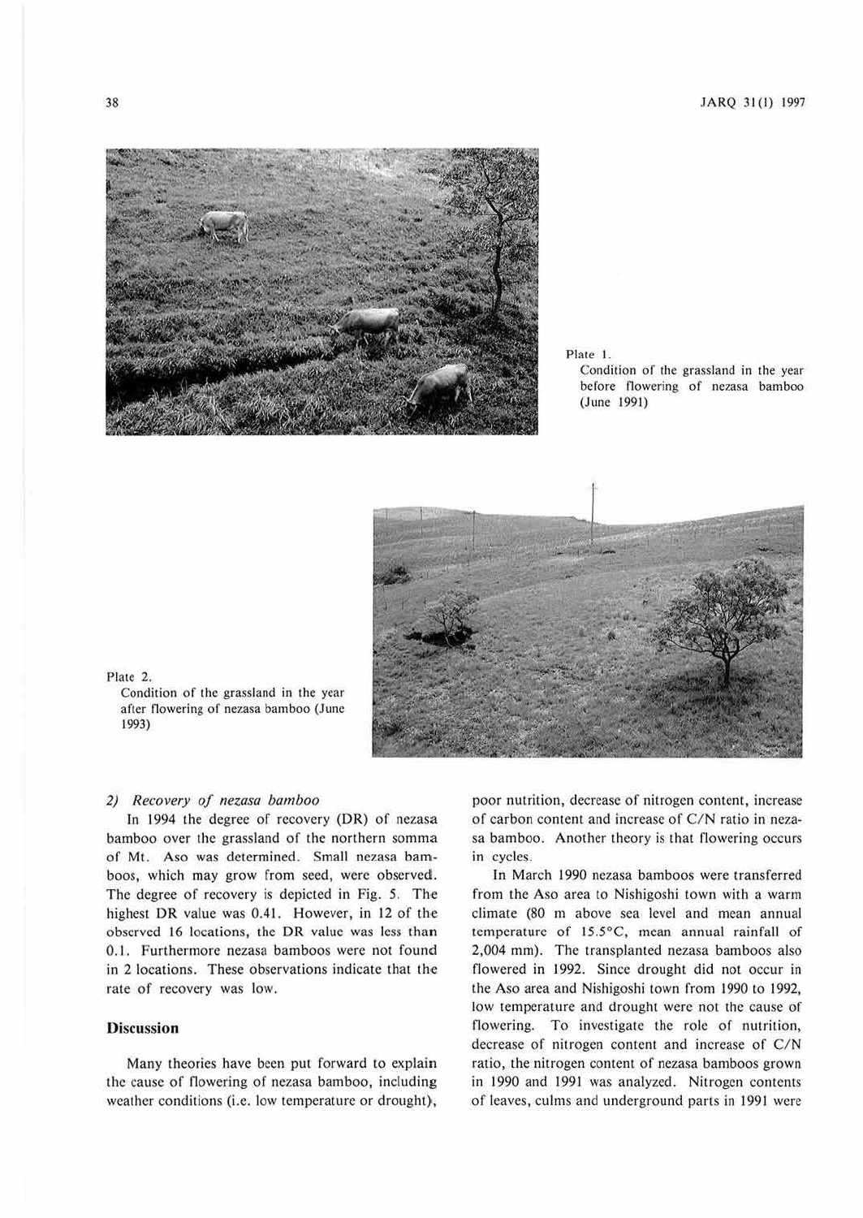Plate 1.
Condition of the grassland in the year before flowering of nezasa bamboo (June 1991)

Plate 2.
Condition of the grassland in the year after flowering of nezasa bamboo (June 1993)

### 2) *Recovery of nezasa bamboo*

In 1994 the degree of recovery (DR) of nezasa bamboo over the grassland of the northern somma of Mt. Aso was determined. Small nezasa bamboos, which may grow from seed, were observed. The degree of recovery is depicted in Fig. 5. The highest DR value was 0.41. However, in 12 of the observed 16 locations, the DR value was less than 0.1. Furthermore nezasa bamboos were not found in 2 locations. These observations indicate that the rate of recovery was low.

## Discussion

Many theories have been put forward to explain the cause of flowering of nezasa bamboo, including weather conditions (i.e. low temperature or drought), poor nutrition, decrease of nitrogen content, increase of carbon content and increase of C/N ratio in nezasa bamboo. Another theory is that flowering occurs in cycles.

In March 1990 nezasa bamboos were transferred from the Aso area to Nishigoshi town with a warm climate (80 m above sea level and mean annual temperature of 15.5°C, mean annual rainfall of 2,004 mm). The transplanted nezasa bamboos also flowered in 1992. Since drought did not occur in the Aso area and Nishigoshi town from 1990 to 1992, low temperature and drought were not the cause of flowering. To investigate the role of nutrition, decrease of nitrogen content and increase of C/N ratio, the nitrogen content of nezasa bamboos grown in 1990 and 1991 was analyzed. Nitrogen contents of leaves, culms and underground parts in 1991 were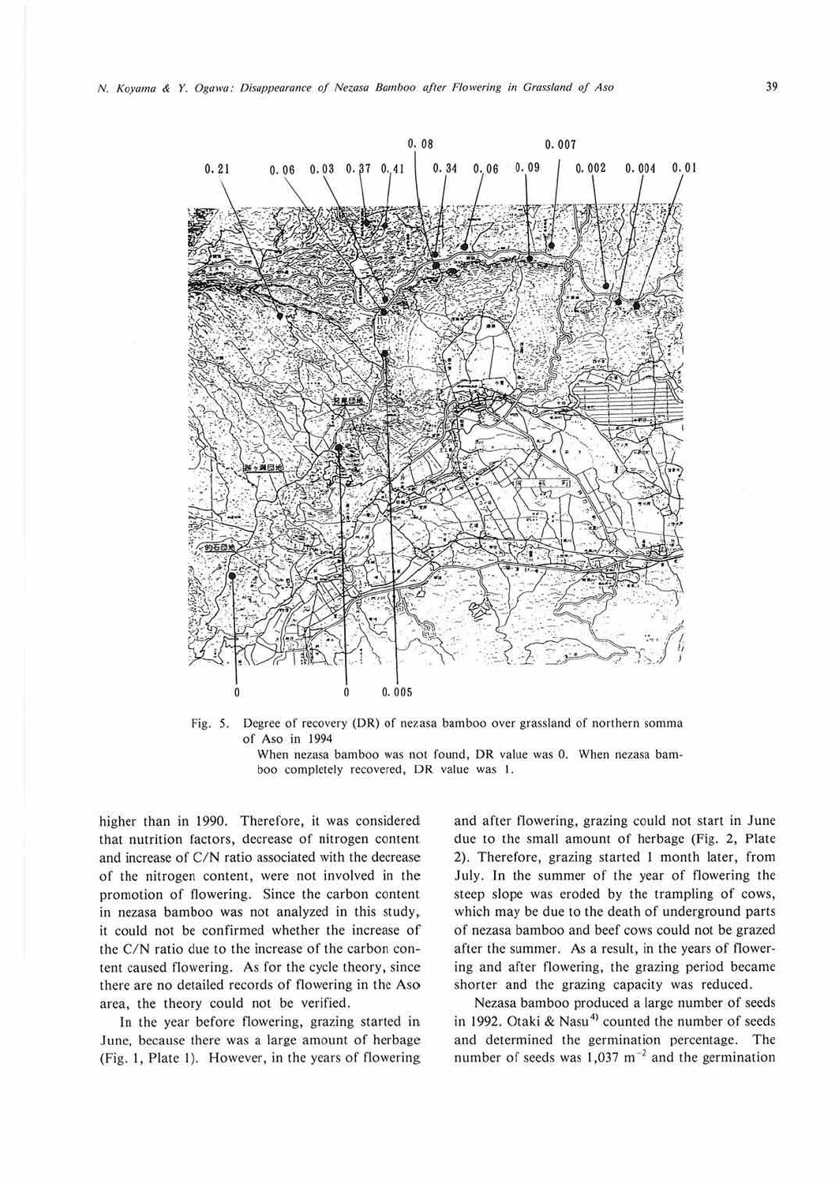Fig. 5. Degree of recovery (DR) of nezasa bamboo over grassland of northern somma of Aso in 1994
When nezasa bamboo was not found, DR value was 0. When nezasa bamboo completely recovered, DR value was 1.

higher than in 1990. Therefore, it was considered that nutrition factors, decrease of nitrogen content and increase of C/N ratio associated with the decrease of the nitrogen content, were not involved in the promotion of flowering. Since the carbon content in nezasa bamboo was not analyzed in this study, it could not be confirmed whether the increase of the C/N ratio due to the increase of the carbon content caused flowering. As for the cycle theory, since there are no detailed records of flowering in the Aso area, the theory could not be verified.

In the year before flowering, grazing started in June, because there was a large amount of herbage (Fig. 1, Plate 1). However, in the years of flowering and after flowering, grazing could not start in June due to the small amount of herbage (Fig. 2, Plate 2). Therefore, grazing started 1 month later, from July. In the summer of the year of flowering the steep slope was eroded by the trampling of cows, which may be due to the death of underground parts of nezasa bamboo and beef cows could not be grazed after the summer. As a result, in the years of flowering and after flowering, the grazing period became shorter and the grazing capacity was reduced.

Nezasa bamboo produced a large number of seeds in 1992. Otaki & Nasu[4] counted the number of seeds and determined the germination percentage. The number of seeds was 1,037 $m^{-2}$ and the germination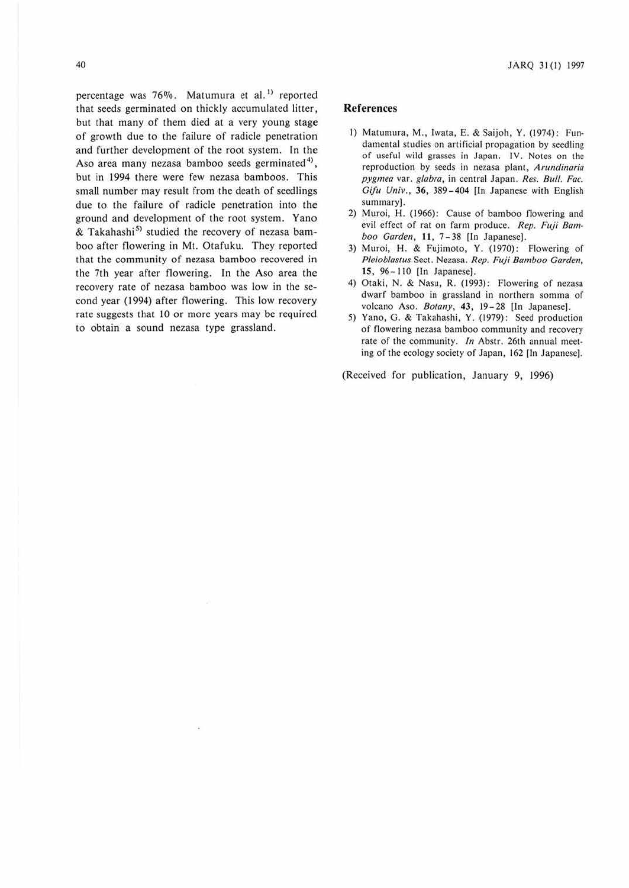percentage was 76%. Matumura et al.[1] reported that seeds germinated on thickly accumulated litter, but that many of them died at a very young stage of growth due to the failure of radicle penetration and further development of the root system. In the Aso area many nezasa bamboo seeds germinated[4], but in 1994 there were few nezasa bamboos. This small number may result from the death of seedlings due to the failure of radicle penetration into the ground and development of the root system. Yano & Takahashi[5] studied the recovery of nezasa bamboo after flowering in Mt. Otafuku. They reported that the community of nezasa bamboo recovered in the 7th year after flowering. In the Aso area the recovery rate of nezasa bamboo was low in the second year (1994) after flowering. This low recovery rate suggests that 10 or more years may be required to obtain a sound nezasa type grassland.

## References

1) Matumura, M., Iwata, E. & Saijoh, Y. (1974): Fundamental studies on artificial propagation by seedling of useful wild grasses in Japan. IV. Notes on the reproduction by seeds in nezasa plant, *Arundinaria pygmea* var. *glabra*, in central Japan. *Res. Bull. Fac. Gifu Univ.*, **36**, 389–404 [In Japanese with English summary].
2) Muroi, H. (1966): Cause of bamboo flowering and evil effect of rat on farm produce. *Rep. Fuji Bamboo Garden*, **11**, 7–38 [In Japanese].
3) Muroi, H. & Fujimoto, Y. (1970): Flowering of *Pleioblastus* Sect. Nezasa. *Rep. Fuji Bamboo Garden*, **15**, 96–110 [In Japanese].
4) Otaki, N. & Nasu, R. (1993): Flowering of nezasa dwarf bamboo in grassland in northern somma of volcano Aso. *Botany*, **43**, 19–28 [In Japanese].
5) Yano, G. & Takahashi, Y. (1979): Seed production of flowering nezasa bamboo community and recovery rate of the community. *In* Abstr. 26th annual meeting of the ecology society of Japan, 162 [In Japanese].

(Received for publication, January 9, 1996)